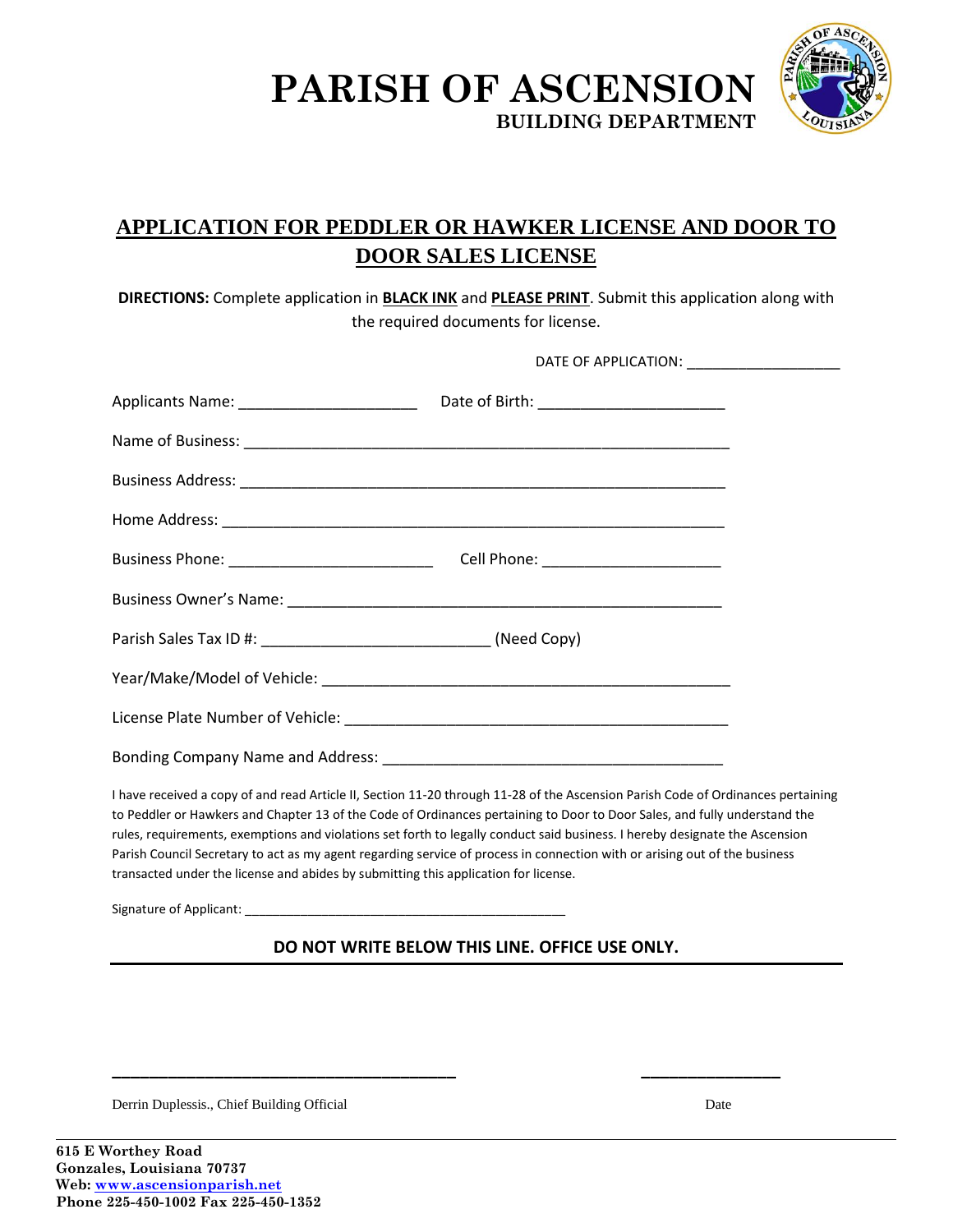# PARISH OF ASCENSION

**BUILDING DEPARTMENT**

## APPLICATION FOR PEDDLER OR HAWKER LICENSE AND DOOR TO DOOR SALES LICENSE

**DIRECTIONS:** Complete application in **BLACK INK** and **PLEASE PRINT**. Submit this application along with the required documents for license.

DATE OF APPLICATION: ___________________

Applicants Name: _____________________ Date of Birth: ______________________

Name of Business: ___________________________________________________________

Business Address: ___________________________________________________________

Home Address: ______________________________________________________________

Business Phone: ________________________ Cell Phone: _____________________

Business Owner's Name: ____________________________________________________

Parish Sales Tax ID #: ___________________________ (Need Copy)

Year/Make/Model of Vehicle: _________________________________________________

License Plate Number of Vehicle: _____________________________________________

Bonding Company Name and Address: ________________________________________

I have received a copy of and read Article II, Section 11-20 through 11-28 of the Ascension Parish Code of Ordinances pertaining to Peddler or Hawkers and Chapter 13 of the Code of Ordinances pertaining to Door to Door Sales, and fully understand the rules, requirements, exemptions and violations set forth to legally conduct said business. I hereby designate the Ascension Parish Council Secretary to act as my agent regarding service of process in connection with or arising out of the business transacted under the license and abides by submitting this application for license.

Signature of Applicant: ____________________________________________

**DO NOT WRITE BELOW THIS LINE. OFFICE USE ONLY.**

______________________________________ _______________

Derrin Duplessis., Chief Building Official Date

**615 E Worthey Road**
**Gonzales, Louisiana 70737**
**Web: www.ascensionparish.net**
**Phone 225-450-1002 Fax 225-450-1352**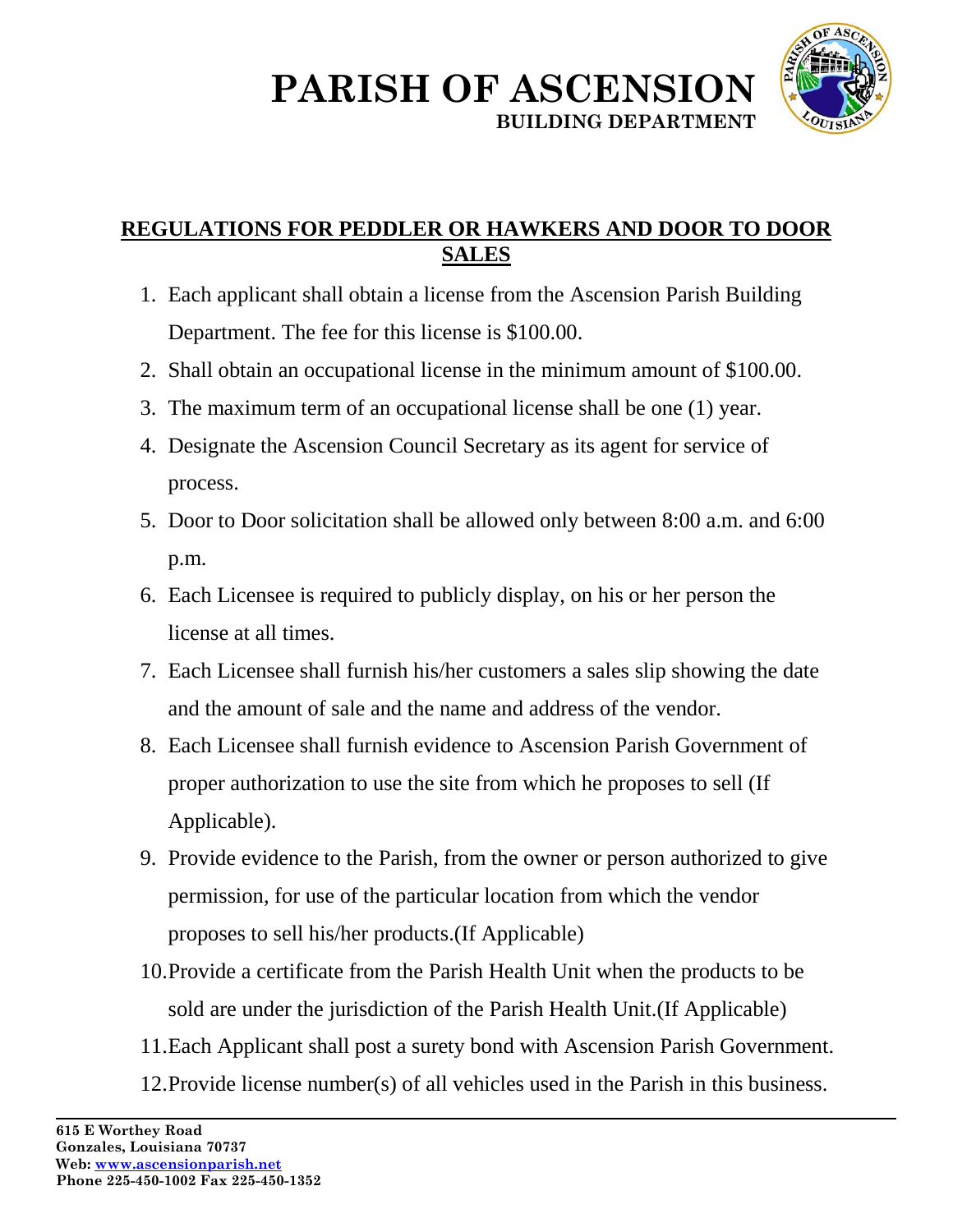# PARISH OF ASCENSION
**BUILDING DEPARTMENT**

## REGULATIONS FOR PEDDLER OR HAWKERS AND DOOR TO DOOR SALES

1. Each applicant shall obtain a license from the Ascension Parish Building Department. The fee for this license is $100.00.
2. Shall obtain an occupational license in the minimum amount of $100.00.
3. The maximum term of an occupational license shall be one (1) year.
4. Designate the Ascension Council Secretary as its agent for service of process.
5. Door to Door solicitation shall be allowed only between 8:00 a.m. and 6:00 p.m.
6. Each Licensee is required to publicly display, on his or her person the license at all times.
7. Each Licensee shall furnish his/her customers a sales slip showing the date and the amount of sale and the name and address of the vendor.
8. Each Licensee shall furnish evidence to Ascension Parish Government of proper authorization to use the site from which he proposes to sell (If Applicable).
9. Provide evidence to the Parish, from the owner or person authorized to give permission, for use of the particular location from which the vendor proposes to sell his/her products.(If Applicable)
10. Provide a certificate from the Parish Health Unit when the products to be sold are under the jurisdiction of the Parish Health Unit.(If Applicable)
11. Each Applicant shall post a surety bond with Ascension Parish Government.
12. Provide license number(s) of all vehicles used in the Parish in this business.

**615 E Worthey Road**
**Gonzales, Louisiana 70737**
**Web: www.ascensionparish.net**
**Phone 225-450-1002 Fax 225-450-1352**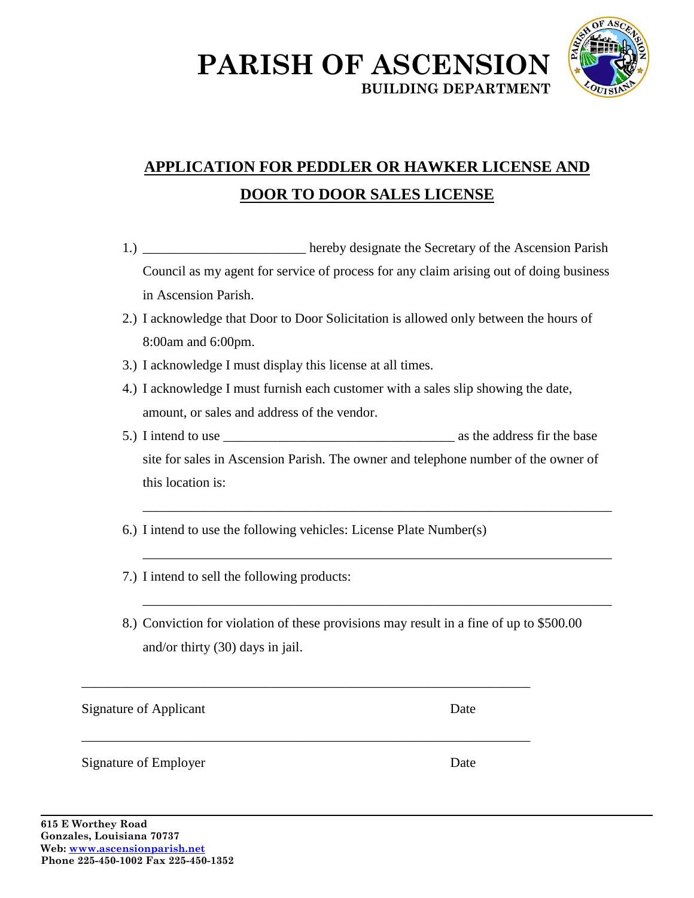# PARISH OF ASCENSION

**BUILDING DEPARTMENT**

## APPLICATION FOR PEDDLER OR HAWKER LICENSE AND DOOR TO DOOR SALES LICENSE

1.) _______________________ hereby designate the Secretary of the Ascension Parish Council as my agent for service of process for any claim arising out of doing business in Ascension Parish.

2.) I acknowledge that Door to Door Solicitation is allowed only between the hours of 8:00am and 6:00pm.

3.) I acknowledge I must display this license at all times.

4.) I acknowledge I must furnish each customer with a sales slip showing the date, amount, or sales and address of the vendor.

5.) I intend to use _________________________________ as the address fir the base site for sales in Ascension Parish. The owner and telephone number of the owner of this location is:

_____________________________________________________________

6.) I intend to use the following vehicles: License Plate Number(s)

_____________________________________________________________

7.) I intend to sell the following products:

_____________________________________________________________

8.) Conviction for violation of these provisions may result in a fine of up to $500.00 and/or thirty (30) days in jail.

_____________________________________________________________

Signature of Applicant Date

_____________________________________________________________

Signature of Employer Date

**615 E Worthey Road**
**Gonzales, Louisiana 70737**
**Web: www.ascensionparish.net**
**Phone 225-450-1002 Fax 225-450-1352**